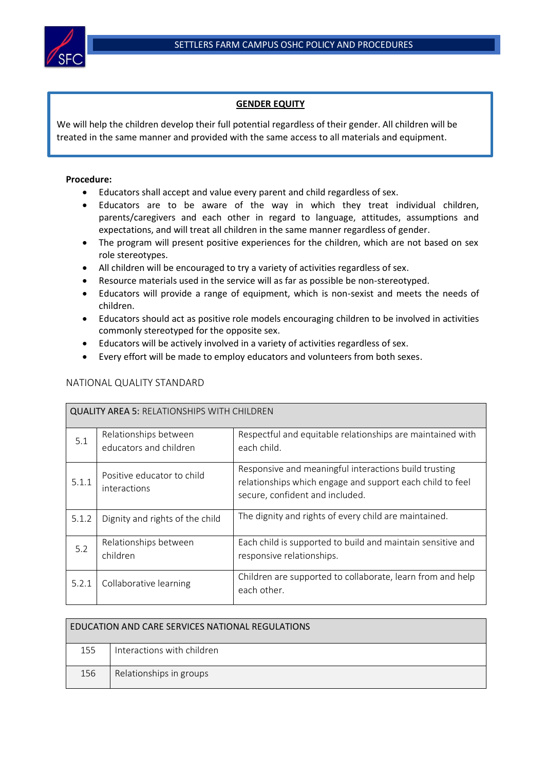## GENDER EQUITY

We will help the children develop their full potential regardless of their gender. All children will be treated in the same manner and provided with the same access to all materials and equipment.

**Procedure:**

- Educators shall accept and value every parent and child regardless of sex.
- Educators are to be aware of the way in which they treat individual children, parents/caregivers and each other in regard to language, attitudes, assumptions and expectations, and will treat all children in the same manner regardless of gender.
- The program will present positive experiences for the children, which are not based on sex role stereotypes.
- All children will be encouraged to try a variety of activities regardless of sex.
- Resource materials used in the service will as far as possible be non-stereotyped.
- Educators will provide a range of equipment, which is non-sexist and meets the needs of children.
- Educators should act as positive role models encouraging children to be involved in activities commonly stereotyped for the opposite sex.
- Educators will be actively involved in a variety of activities regardless of sex.
- Every effort will be made to employ educators and volunteers from both sexes.

NATIONAL QUALITY STANDARD

| QUALITY AREA 5: RELATIONSHIPS WITH CHILDREN | | |
|---|---|---|
| 5.1 | Relationships between educators and children | Respectful and equitable relationships are maintained with each child. |
| 5.1.1 | Positive educator to child interactions | Responsive and meaningful interactions build trusting relationships which engage and support each child to feel secure, confident and included. |
| 5.1.2 | Dignity and rights of the child | The dignity and rights of every child are maintained. |
| 5.2 | Relationships between children | Each child is supported to build and maintain sensitive and responsive relationships. |
| 5.2.1 | Collaborative learning | Children are supported to collaborate, learn from and help each other. |

| EDUCATION AND CARE SERVICES NATIONAL REGULATIONS | |
|---|---|
| 155 | Interactions with children |
| 156 | Relationships in groups |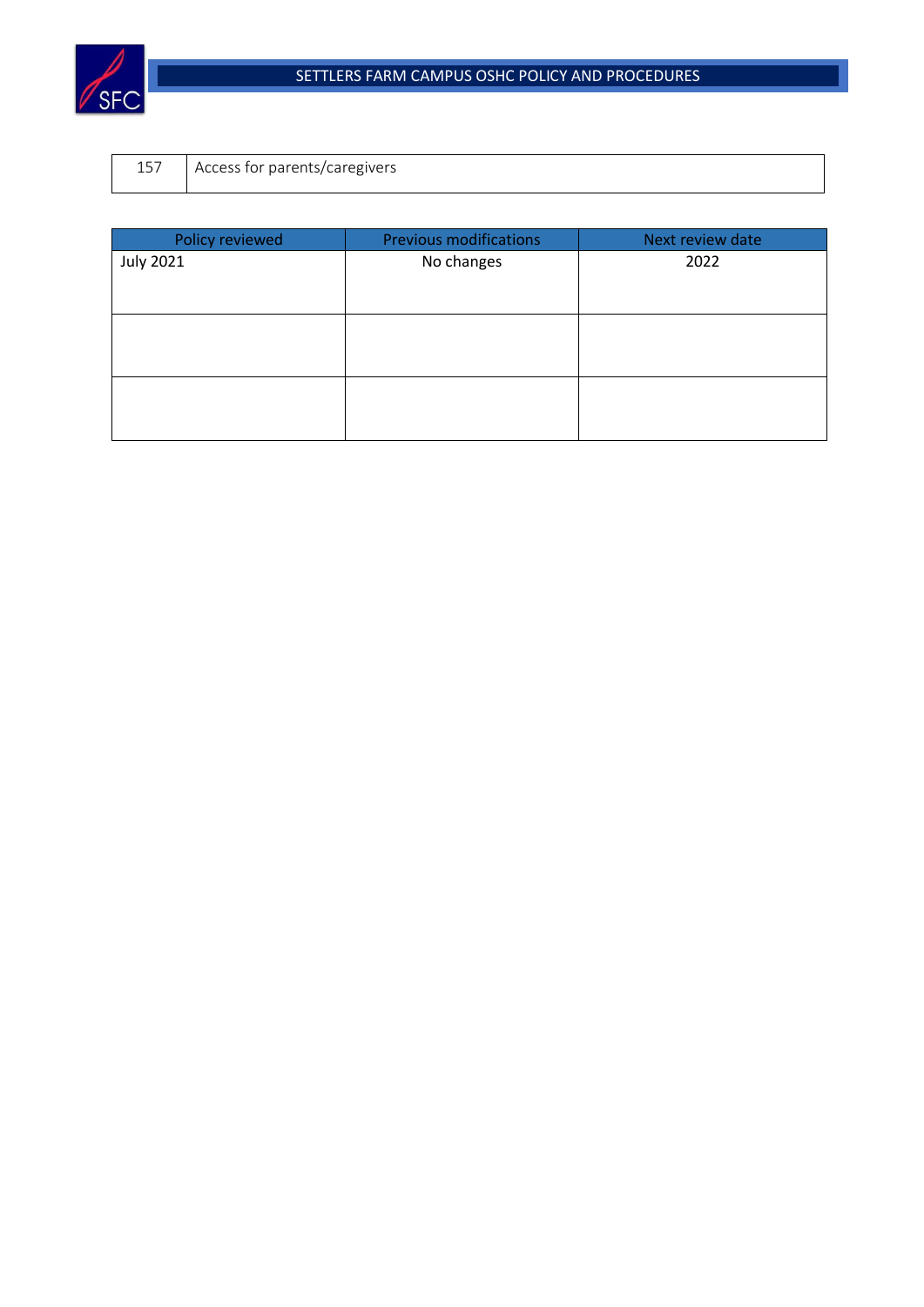| | |
|---|---|
| 157 | Access for parents/caregivers |

| Policy reviewed | Previous modifications | Next review date |
|---|---|---|
| July 2021 | No changes | 2022 |
| | | |
| | | |